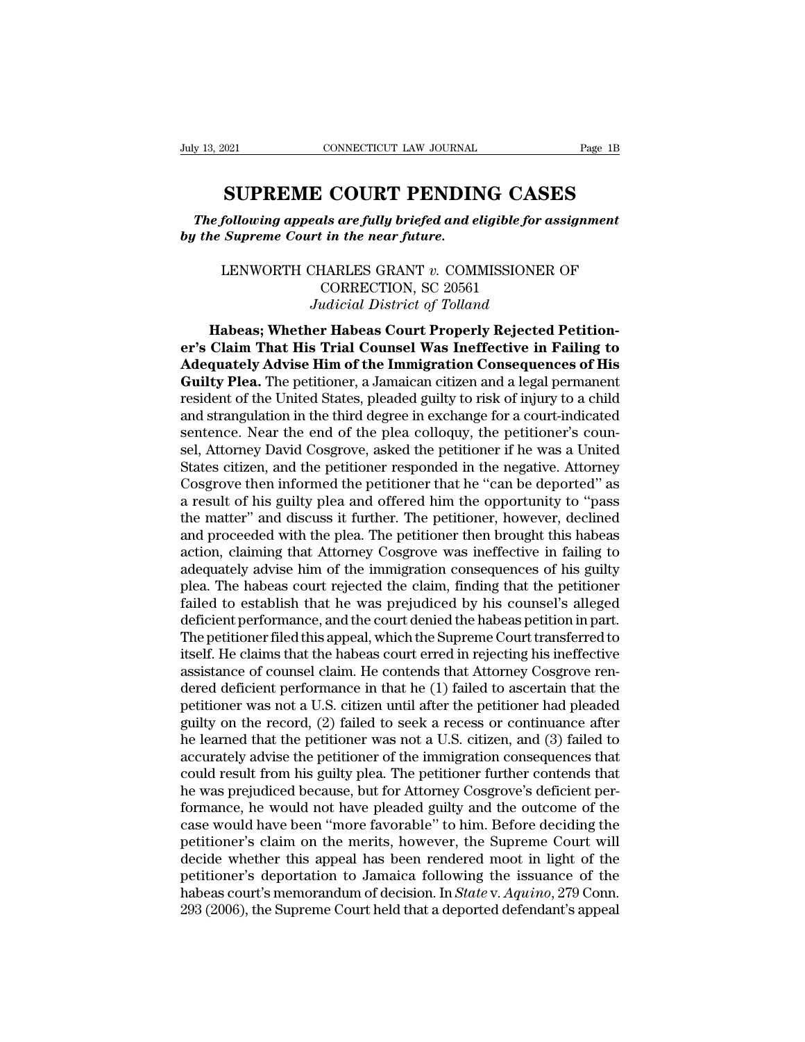# SUPREME COURT PENDING CASES

***The following appeals are fully briefed and eligible for assignment by the Supreme Court in the near future.***

LENWORTH CHARLES GRANT *v.* COMMISSIONER OF CORRECTION, SC 20561
*Judicial District of Tolland*

**Habeas; Whether Habeas Court Properly Rejected Petitioner's Claim That His Trial Counsel Was Ineffective in Failing to Adequately Advise Him of the Immigration Consequences of His Guilty Plea.** The petitioner, a Jamaican citizen and a legal permanent resident of the United States, pleaded guilty to risk of injury to a child and strangulation in the third degree in exchange for a court-indicated sentence. Near the end of the plea colloquy, the petitioner's counsel, Attorney David Cosgrove, asked the petitioner if he was a United States citizen, and the petitioner responded in the negative. Attorney Cosgrove then informed the petitioner that he "can be deported" as a result of his guilty plea and offered him the opportunity to "pass the matter" and discuss it further. The petitioner, however, declined and proceeded with the plea. The petitioner then brought this habeas action, claiming that Attorney Cosgrove was ineffective in failing to adequately advise him of the immigration consequences of his guilty plea. The habeas court rejected the claim, finding that the petitioner failed to establish that he was prejudiced by his counsel's alleged deficient performance, and the court denied the habeas petition in part. The petitioner filed this appeal, which the Supreme Court transferred to itself. He claims that the habeas court erred in rejecting his ineffective assistance of counsel claim. He contends that Attorney Cosgrove rendered deficient performance in that he (1) failed to ascertain that the petitioner was not a U.S. citizen until after the petitioner had pleaded guilty on the record, (2) failed to seek a recess or continuance after he learned that the petitioner was not a U.S. citizen, and (3) failed to accurately advise the petitioner of the immigration consequences that could result from his guilty plea. The petitioner further contends that he was prejudiced because, but for Attorney Cosgrove's deficient performance, he would not have pleaded guilty and the outcome of the case would have been "more favorable" to him. Before deciding the petitioner's claim on the merits, however, the Supreme Court will decide whether this appeal has been rendered moot in light of the petitioner's deportation to Jamaica following the issuance of the habeas court's memorandum of decision. In *State* v. *Aquino*, 279 Conn. 293 (2006), the Supreme Court held that a deported defendant's appeal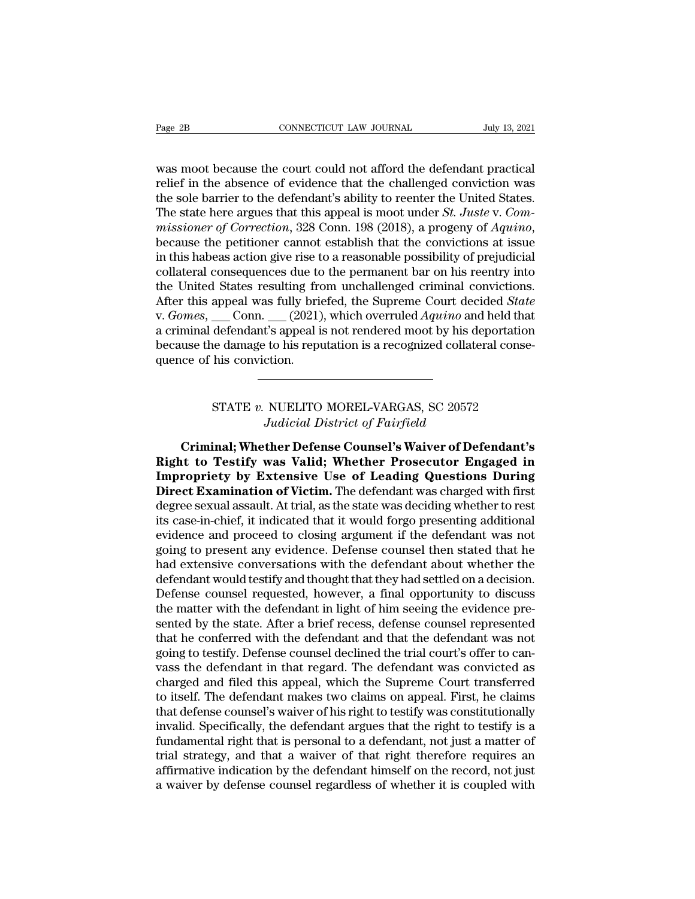was moot because the court could not afford the defendant practical relief in the absence of evidence that the challenged conviction was the sole barrier to the defendant's ability to reenter the United States. The state here argues that this appeal is moot under *St. Juste* v. *Commissioner of Correction*, 328 Conn. 198 (2018), a progeny of *Aquino*, because the petitioner cannot establish that the convictions at issue in this habeas action give rise to a reasonable possibility of prejudicial collateral consequences due to the permanent bar on his reentry into the United States resulting from unchallenged criminal convictions. After this appeal was fully briefed, the Supreme Court decided *State* v. *Gomes*, ___ Conn. ___ (2021), which overruled *Aquino* and held that a criminal defendant's appeal is not rendered moot by his deportation because the damage to his reputation is a recognized collateral consequence of his conviction.

---

STATE *v.* NUELITO MOREL-VARGAS, SC 20572
*Judicial District of Fairfield*

**Criminal; Whether Defense Counsel's Waiver of Defendant's Right to Testify was Valid; Whether Prosecutor Engaged in Impropriety by Extensive Use of Leading Questions During Direct Examination of Victim.** The defendant was charged with first degree sexual assault. At trial, as the state was deciding whether to rest its case-in-chief, it indicated that it would forgo presenting additional evidence and proceed to closing argument if the defendant was not going to present any evidence. Defense counsel then stated that he had extensive conversations with the defendant about whether the defendant would testify and thought that they had settled on a decision. Defense counsel requested, however, a final opportunity to discuss the matter with the defendant in light of him seeing the evidence presented by the state. After a brief recess, defense counsel represented that he conferred with the defendant and that the defendant was not going to testify. Defense counsel declined the trial court's offer to canvass the defendant in that regard. The defendant was convicted as charged and filed this appeal, which the Supreme Court transferred to itself. The defendant makes two claims on appeal. First, he claims that defense counsel's waiver of his right to testify was constitutionally invalid. Specifically, the defendant argues that the right to testify is a fundamental right that is personal to a defendant, not just a matter of trial strategy, and that a waiver of that right therefore requires an affirmative indication by the defendant himself on the record, not just a waiver by defense counsel regardless of whether it is coupled with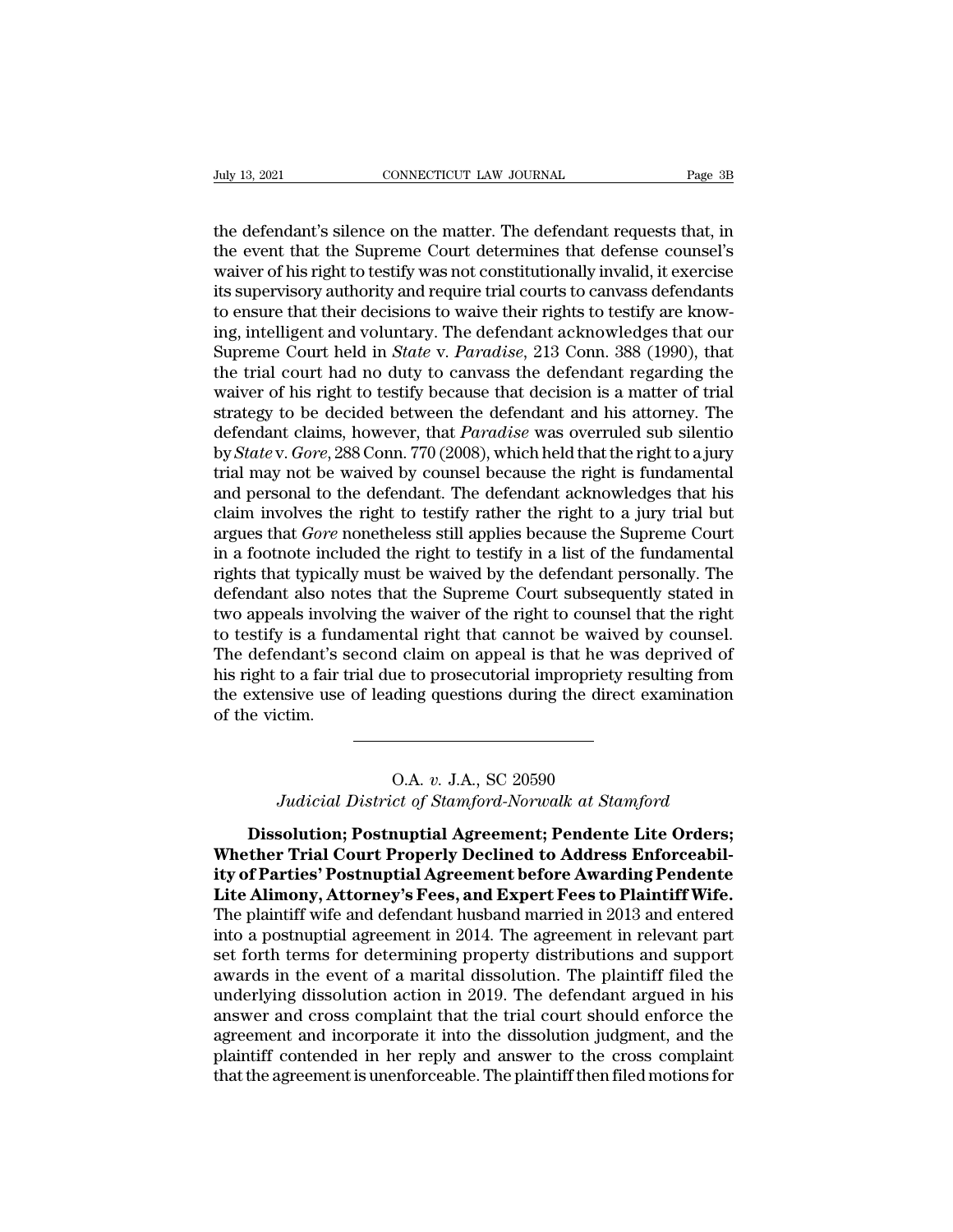the defendant's silence on the matter. The defendant requests that, in the event that the Supreme Court determines that defense counsel's waiver of his right to testify was not constitutionally invalid, it exercise its supervisory authority and require trial courts to canvass defendants to ensure that their decisions to waive their rights to testify are knowing, intelligent and voluntary. The defendant acknowledges that our Supreme Court held in *State* v. *Paradise*, 213 Conn. 388 (1990), that the trial court had no duty to canvass the defendant regarding the waiver of his right to testify because that decision is a matter of trial strategy to be decided between the defendant and his attorney. The defendant claims, however, that *Paradise* was overruled sub silentio by *State* v. *Gore*, 288 Conn. 770 (2008), which held that the right to a jury trial may not be waived by counsel because the right is fundamental and personal to the defendant. The defendant acknowledges that his claim involves the right to testify rather the right to a jury trial but argues that *Gore* nonetheless still applies because the Supreme Court in a footnote included the right to testify in a list of the fundamental rights that typically must be waived by the defendant personally. The defendant also notes that the Supreme Court subsequently stated in two appeals involving the waiver of the right to counsel that the right to testify is a fundamental right that cannot be waived by counsel. The defendant's second claim on appeal is that he was deprived of his right to a fair trial due to prosecutorial impropriety resulting from the extensive use of leading questions during the direct examination of the victim.

---

O.A. *v.* J.A., SC 20590
*Judicial District of Stamford-Norwalk at Stamford*

**Dissolution; Postnuptial Agreement; Pendente Lite Orders; Whether Trial Court Properly Declined to Address Enforceability of Parties' Postnuptial Agreement before Awarding Pendente Lite Alimony, Attorney's Fees, and Expert Fees to Plaintiff Wife.** The plaintiff wife and defendant husband married in 2013 and entered into a postnuptial agreement in 2014. The agreement in relevant part set forth terms for determining property distributions and support awards in the event of a marital dissolution. The plaintiff filed the underlying dissolution action in 2019. The defendant argued in his answer and cross complaint that the trial court should enforce the agreement and incorporate it into the dissolution judgment, and the plaintiff contended in her reply and answer to the cross complaint that the agreement is unenforceable. The plaintiff then filed motions for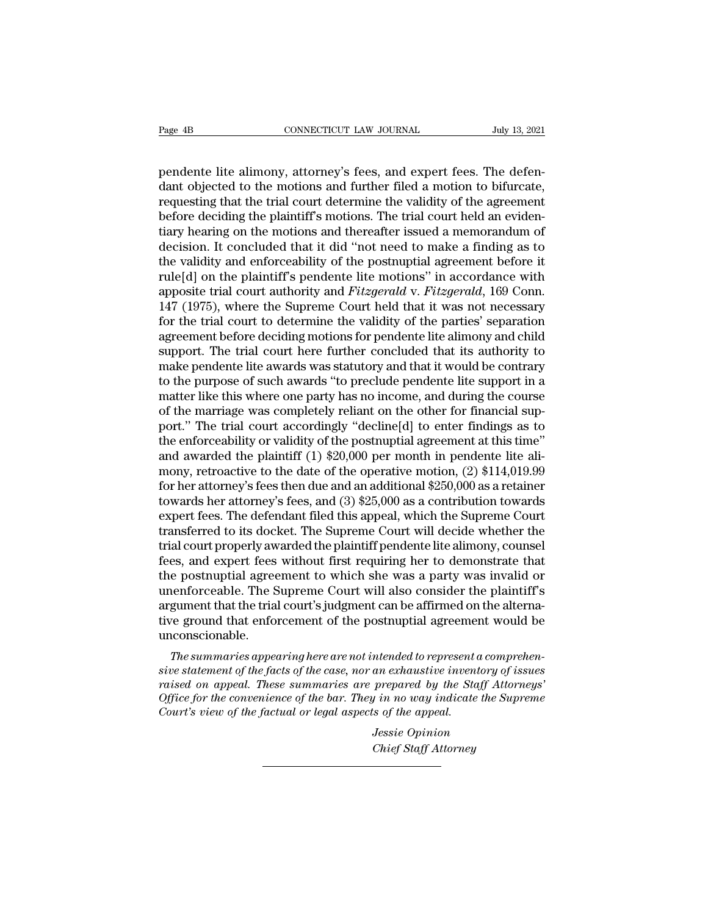pendente lite alimony, attorney's fees, and expert fees. The defendant objected to the motions and further filed a motion to bifurcate, requesting that the trial court determine the validity of the agreement before deciding the plaintiff's motions. The trial court held an evidentiary hearing on the motions and thereafter issued a memorandum of decision. It concluded that it did "not need to make a finding as to the validity and enforceability of the postnuptial agreement before it rule[d] on the plaintiff's pendente lite motions" in accordance with apposite trial court authority and *Fitzgerald* v. *Fitzgerald*, 169 Conn. 147 (1975), where the Supreme Court held that it was not necessary for the trial court to determine the validity of the parties' separation agreement before deciding motions for pendente lite alimony and child support. The trial court here further concluded that its authority to make pendente lite awards was statutory and that it would be contrary to the purpose of such awards "to preclude pendente lite support in a matter like this where one party has no income, and during the course of the marriage was completely reliant on the other for financial support." The trial court accordingly "decline[d] to enter findings as to the enforceability or validity of the postnuptial agreement at this time" and awarded the plaintiff (1) $20,000 per month in pendente lite alimony, retroactive to the date of the operative motion, (2) $114,019.99 for her attorney's fees then due and an additional $250,000 as a retainer towards her attorney's fees, and (3) $25,000 as a contribution towards expert fees. The defendant filed this appeal, which the Supreme Court transferred to its docket. The Supreme Court will decide whether the trial court properly awarded the plaintiff pendente lite alimony, counsel fees, and expert fees without first requiring her to demonstrate that the postnuptial agreement to which she was a party was invalid or unenforceable. The Supreme Court will also consider the plaintiff's argument that the trial court's judgment can be affirmed on the alternative ground that enforcement of the postnuptial agreement would be unconscionable.

*The summaries appearing here are not intended to represent a comprehensive statement of the facts of the case, nor an exhaustive inventory of issues raised on appeal. These summaries are prepared by the Staff Attorneys' Office for the convenience of the bar. They in no way indicate the Supreme Court's view of the factual or legal aspects of the appeal.*

*Jessie Opinion*
*Chief Staff Attorney*